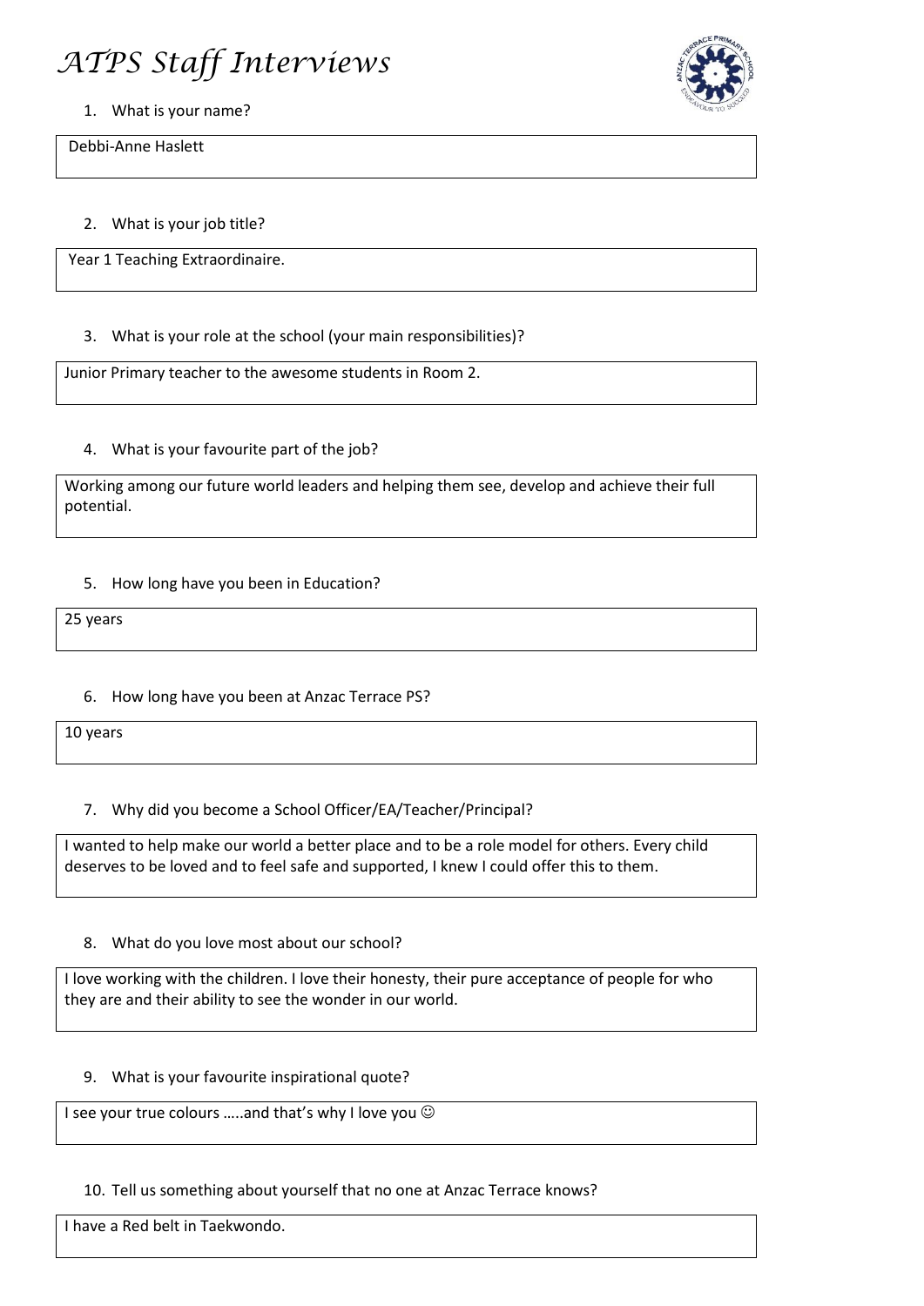# ATPS Staff Interviews

1. What is your name?

Debbi-Anne Haslett

2. What is your job title?

Year 1 Teaching Extraordinaire.

3. What is your role at the school (your main responsibilities)?

Junior Primary teacher to the awesome students in Room 2.

4. What is your favourite part of the job?

Working among our future world leaders and helping them see, develop and achieve their full potential.

5. How long have you been in Education?

25 years

6. How long have you been at Anzac Terrace PS?

10 years

7. Why did you become a School Officer/EA/Teacher/Principal?

I wanted to help make our world a better place and to be a role model for others. Every child deserves to be loved and to feel safe and supported, I knew I could offer this to them.

8. What do you love most about our school?

I love working with the children. I love their honesty, their pure acceptance of people for who they are and their ability to see the wonder in our world.

9. What is your favourite inspirational quote?

I see your true colours …..and that's why I love you ☺

10. Tell us something about yourself that no one at Anzac Terrace knows?

I have a Red belt in Taekwondo.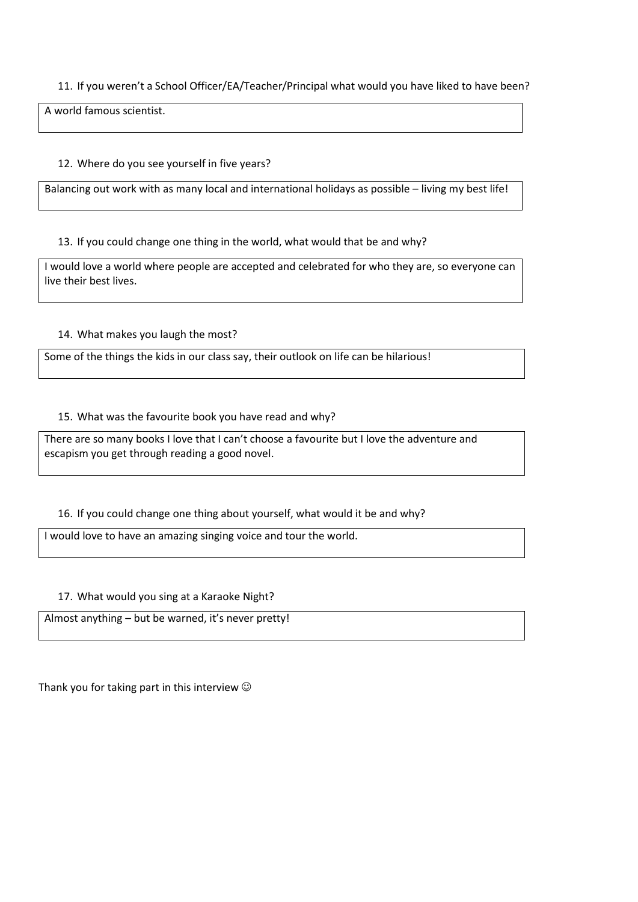11. If you weren't a School Officer/EA/Teacher/Principal what would you have liked to have been?

A world famous scientist.

12. Where do you see yourself in five years?

Balancing out work with as many local and international holidays as possible – living my best life!

13. If you could change one thing in the world, what would that be and why?

I would love a world where people are accepted and celebrated for who they are, so everyone can live their best lives.

14. What makes you laugh the most?

Some of the things the kids in our class say, their outlook on life can be hilarious!

15. What was the favourite book you have read and why?

There are so many books I love that I can't choose a favourite but I love the adventure and escapism you get through reading a good novel.

16. If you could change one thing about yourself, what would it be and why?

I would love to have an amazing singing voice and tour the world.

17. What would you sing at a Karaoke Night?

Almost anything – but be warned, it's never pretty!

Thank you for taking part in this interview ☺